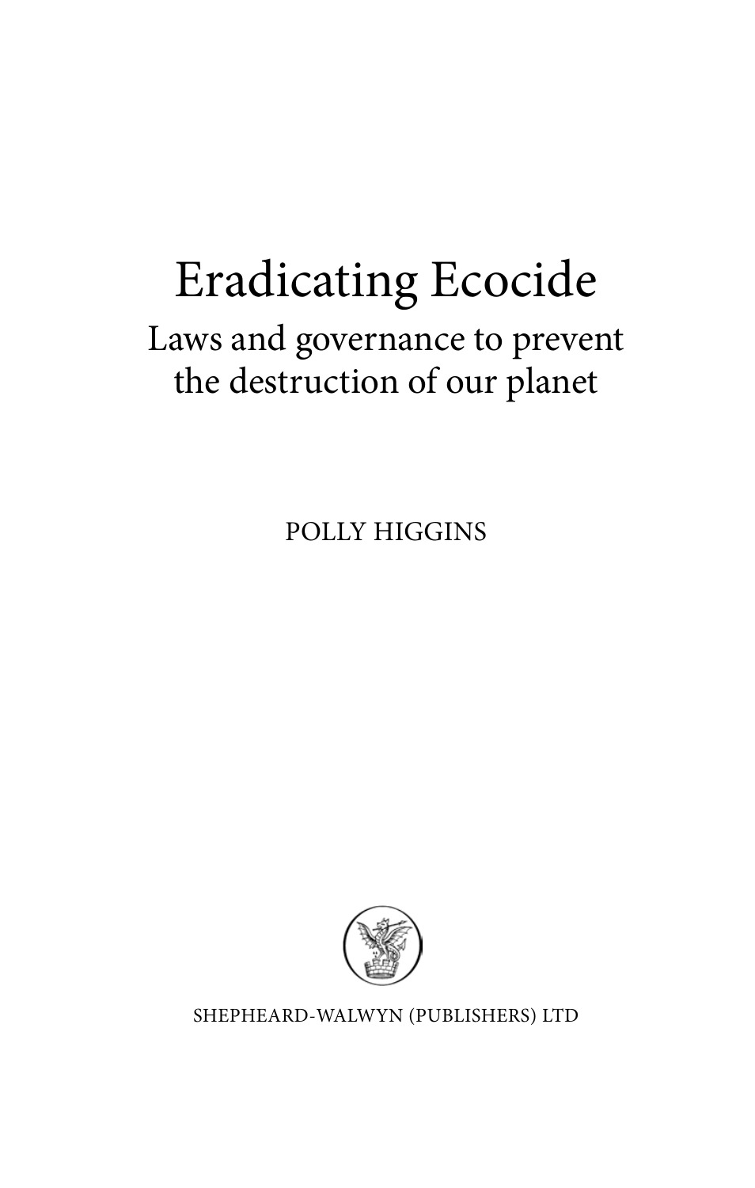# Eradicating Ecocide

## Laws and governance to prevent the destruction of our planet

POLLY HIGGINS

SHEPHEARD-WALWYN (PUBLISHERS) LTD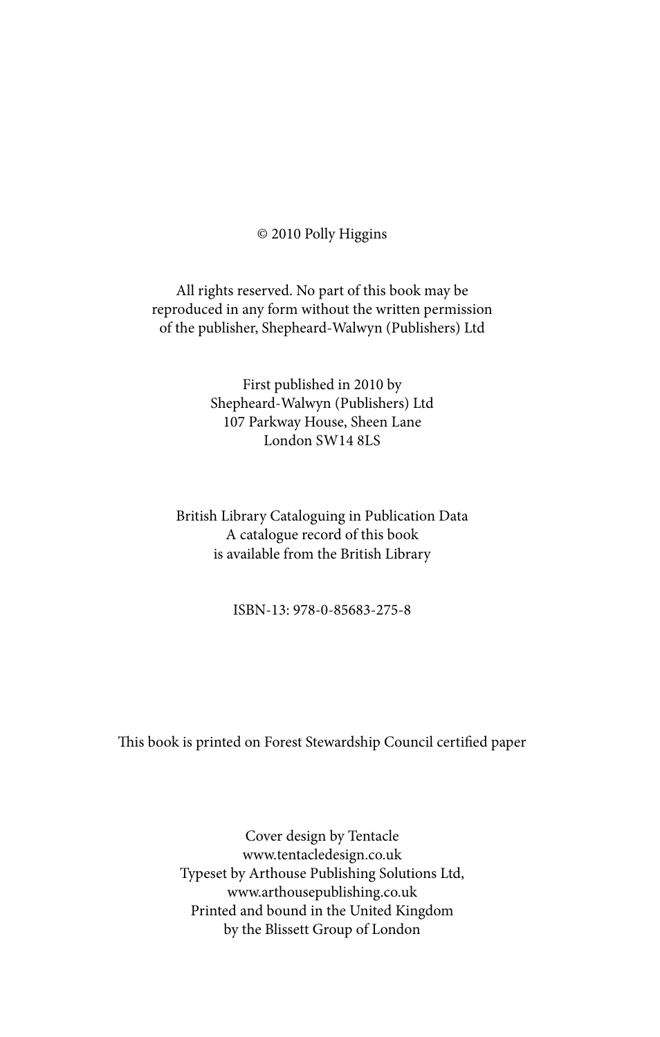© 2010 Polly Higgins

All rights reserved. No part of this book may be reproduced in any form without the written permission of the publisher, Shepheard-Walwyn (Publishers) Ltd

First published in 2010 by
Shepheard-Walwyn (Publishers) Ltd
107 Parkway House, Sheen Lane
London SW14 8LS

British Library Cataloguing in Publication Data
A catalogue record of this book
is available from the British Library

ISBN-13: 978-0-85683-275-8

This book is printed on Forest Stewardship Council certified paper

Cover design by Tentacle
www.tentacledesign.co.uk
Typeset by Arthouse Publishing Solutions Ltd,
www.arthousepublishing.co.uk
Printed and bound in the United Kingdom
by the Blissett Group of London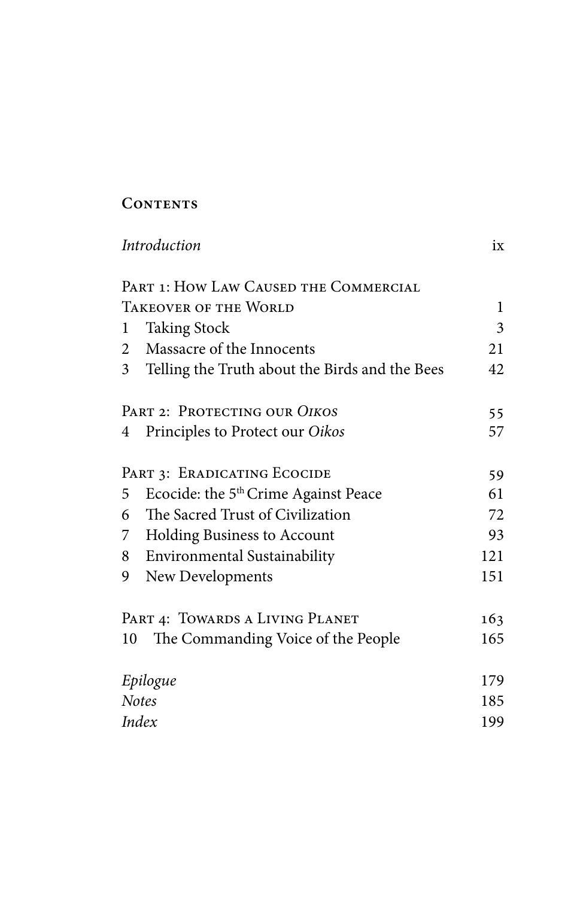# Contents

*Introduction* ix

**Part 1: How Law Caused the Commercial Takeover of the World** 1

1 Taking Stock 3
2 Massacre of the Innocents 21
3 Telling the Truth about the Birds and the Bees 42

**Part 2: Protecting our *Oikos*** 55

4 Principles to Protect our *Oikos* 57

**Part 3: Eradicating Ecocide** 59

5 Ecocide: the 5th Crime Against Peace 61
6 The Sacred Trust of Civilization 72
7 Holding Business to Account 93
8 Environmental Sustainability 121
9 New Developments 151

**Part 4: Towards a Living Planet** 163

10 The Commanding Voice of the People 165

*Epilogue* 179
*Notes* 185
*Index* 199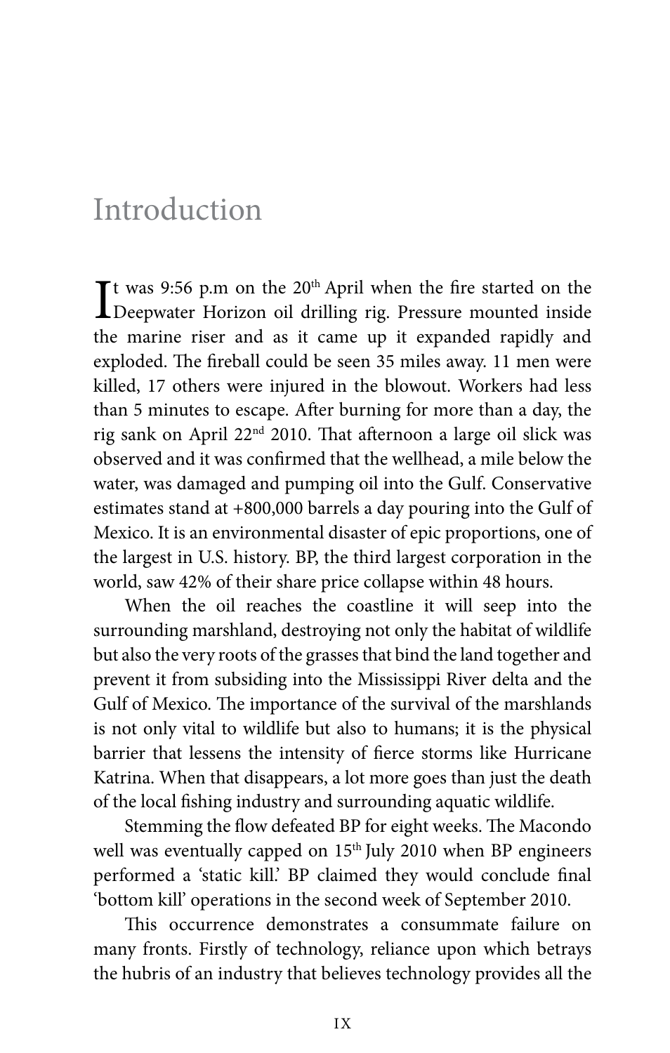# Introduction

It was 9:56 p.m on the 20th April when the fire started on the Deepwater Horizon oil drilling rig. Pressure mounted inside the marine riser and as it came up it expanded rapidly and exploded. The fireball could be seen 35 miles away. 11 men were killed, 17 others were injured in the blowout. Workers had less than 5 minutes to escape. After burning for more than a day, the rig sank on April 22nd 2010. That afternoon a large oil slick was observed and it was confirmed that the wellhead, a mile below the water, was damaged and pumping oil into the Gulf. Conservative estimates stand at +800,000 barrels a day pouring into the Gulf of Mexico. It is an environmental disaster of epic proportions, one of the largest in U.S. history. BP, the third largest corporation in the world, saw 42% of their share price collapse within 48 hours.

When the oil reaches the coastline it will seep into the surrounding marshland, destroying not only the habitat of wildlife but also the very roots of the grasses that bind the land together and prevent it from subsiding into the Mississippi River delta and the Gulf of Mexico. The importance of the survival of the marshlands is not only vital to wildlife but also to humans; it is the physical barrier that lessens the intensity of fierce storms like Hurricane Katrina. When that disappears, a lot more goes than just the death of the local fishing industry and surrounding aquatic wildlife.

Stemming the flow defeated BP for eight weeks. The Macondo well was eventually capped on 15th July 2010 when BP engineers performed a 'static kill.' BP claimed they would conclude final 'bottom kill' operations in the second week of September 2010.

This occurrence demonstrates a consummate failure on many fronts. Firstly of technology, reliance upon which betrays the hubris of an industry that believes technology provides all the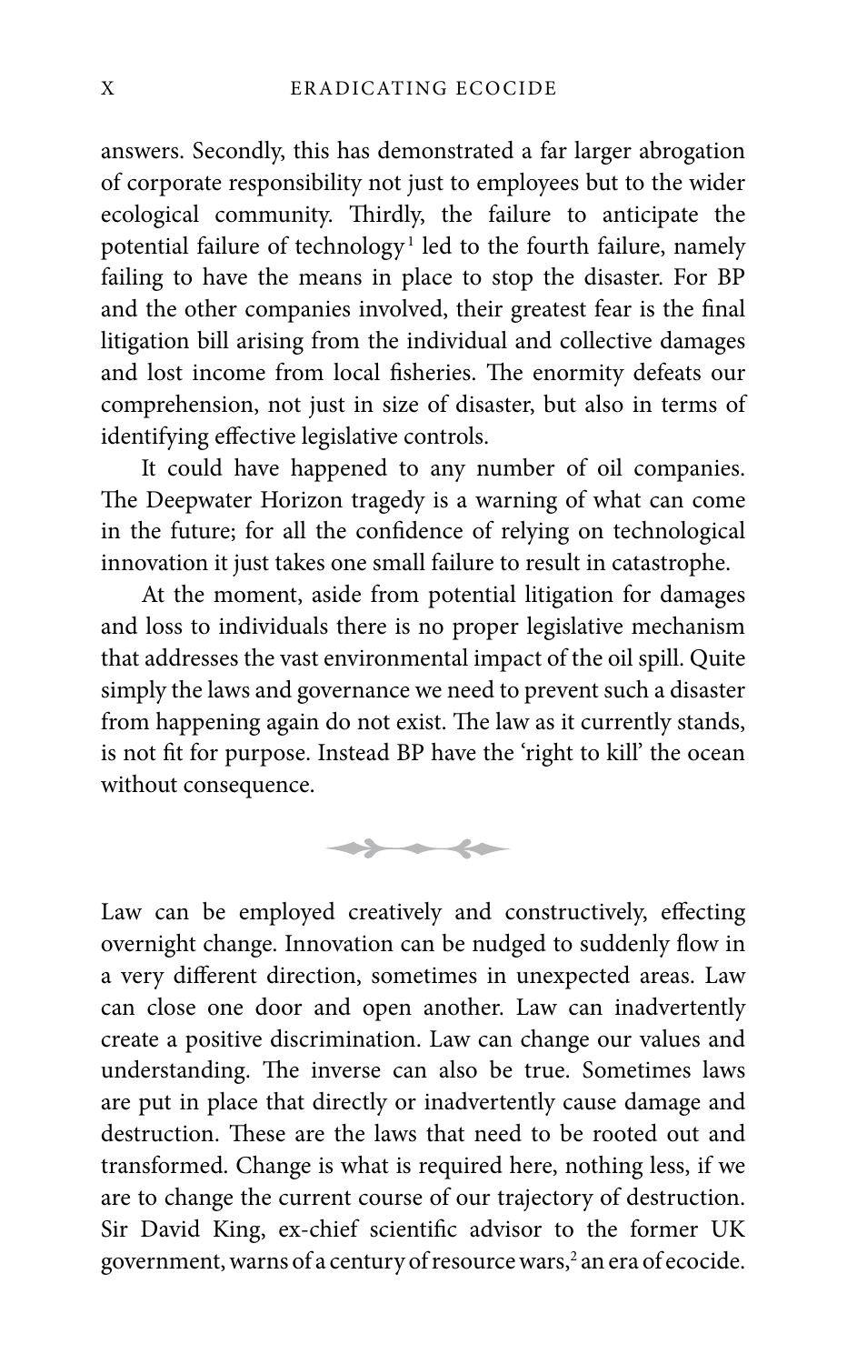answers. Secondly, this has demonstrated a far larger abrogation of corporate responsibility not just to employees but to the wider ecological community. Thirdly, the failure to anticipate the potential failure of technology[1] led to the fourth failure, namely failing to have the means in place to stop the disaster. For BP and the other companies involved, their greatest fear is the final litigation bill arising from the individual and collective damages and lost income from local fisheries. The enormity defeats our comprehension, not just in size of disaster, but also in terms of identifying effective legislative controls.

It could have happened to any number of oil companies. The Deepwater Horizon tragedy is a warning of what can come in the future; for all the confidence of relying on technological innovation it just takes one small failure to result in catastrophe.

At the moment, aside from potential litigation for damages and loss to individuals there is no proper legislative mechanism that addresses the vast environmental impact of the oil spill. Quite simply the laws and governance we need to prevent such a disaster from happening again do not exist. The law as it currently stands, is not fit for purpose. Instead BP have the 'right to kill' the ocean without consequence.

---

Law can be employed creatively and constructively, effecting overnight change. Innovation can be nudged to suddenly flow in a very different direction, sometimes in unexpected areas. Law can close one door and open another. Law can inadvertently create a positive discrimination. Law can change our values and understanding. The inverse can also be true. Sometimes laws are put in place that directly or inadvertently cause damage and destruction. These are the laws that need to be rooted out and transformed. Change is what is required here, nothing less, if we are to change the current course of our trajectory of destruction. Sir David King, ex-chief scientific advisor to the former UK government, warns of a century of resource wars,[2] an era of ecocide.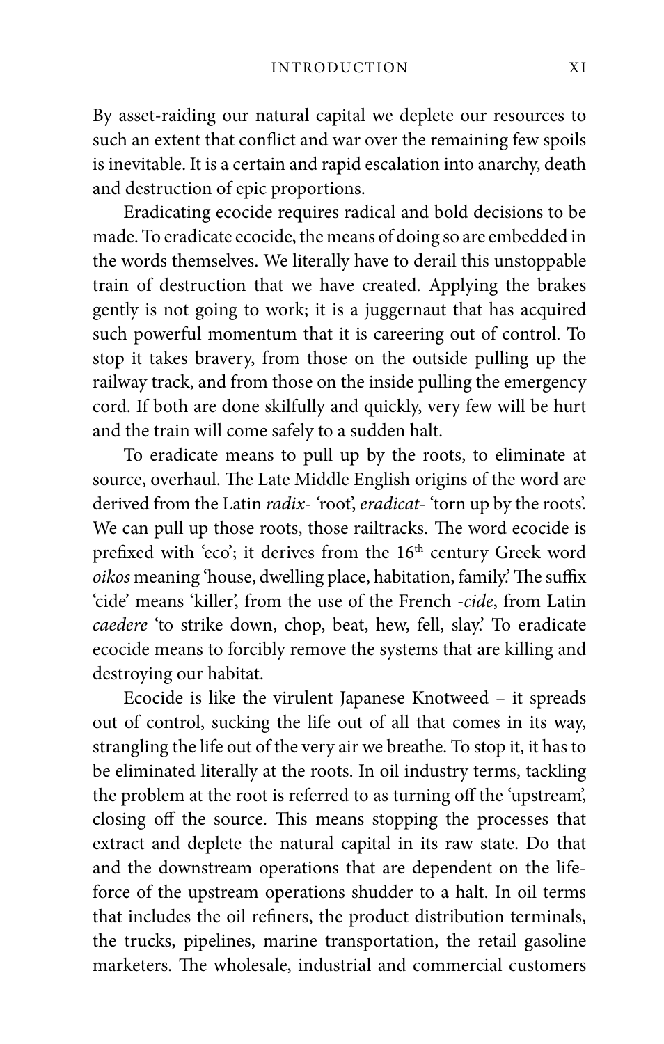By asset-raiding our natural capital we deplete our resources to such an extent that conflict and war over the remaining few spoils is inevitable. It is a certain and rapid escalation into anarchy, death and destruction of epic proportions.

Eradicating ecocide requires radical and bold decisions to be made. To eradicate ecocide, the means of doing so are embedded in the words themselves. We literally have to derail this unstoppable train of destruction that we have created. Applying the brakes gently is not going to work; it is a juggernaut that has acquired such powerful momentum that it is careering out of control. To stop it takes bravery, from those on the outside pulling up the railway track, and from those on the inside pulling the emergency cord. If both are done skilfully and quickly, very few will be hurt and the train will come safely to a sudden halt.

To eradicate means to pull up by the roots, to eliminate at source, overhaul. The Late Middle English origins of the word are derived from the Latin *radix-* 'root', *eradicat-* 'torn up by the roots'. We can pull up those roots, those railtracks. The word ecocide is prefixed with 'eco'; it derives from the 16th century Greek word *oikos* meaning 'house, dwelling place, habitation, family.' The suffix 'cide' means 'killer', from the use of the French *-cide*, from Latin *caedere* 'to strike down, chop, beat, hew, fell, slay.' To eradicate ecocide means to forcibly remove the systems that are killing and destroying our habitat.

Ecocide is like the virulent Japanese Knotweed – it spreads out of control, sucking the life out of all that comes in its way, strangling the life out of the very air we breathe. To stop it, it has to be eliminated literally at the roots. In oil industry terms, tackling the problem at the root is referred to as turning off the 'upstream', closing off the source. This means stopping the processes that extract and deplete the natural capital in its raw state. Do that and the downstream operations that are dependent on the life-force of the upstream operations shudder to a halt. In oil terms that includes the oil refiners, the product distribution terminals, the trucks, pipelines, marine transportation, the retail gasoline marketers. The wholesale, industrial and commercial customers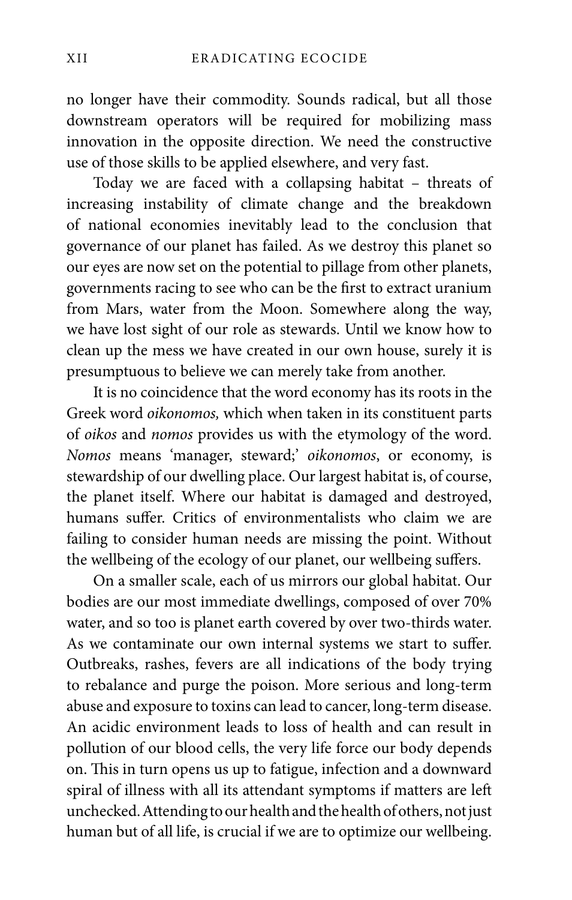no longer have their commodity. Sounds radical, but all those downstream operators will be required for mobilizing mass innovation in the opposite direction. We need the constructive use of those skills to be applied elsewhere, and very fast.

Today we are faced with a collapsing habitat – threats of increasing instability of climate change and the breakdown of national economies inevitably lead to the conclusion that governance of our planet has failed. As we destroy this planet so our eyes are now set on the potential to pillage from other planets, governments racing to see who can be the first to extract uranium from Mars, water from the Moon. Somewhere along the way, we have lost sight of our role as stewards. Until we know how to clean up the mess we have created in our own house, surely it is presumptuous to believe we can merely take from another.

It is no coincidence that the word economy has its roots in the Greek word *oikonomos,* which when taken in its constituent parts of *oikos* and *nomos* provides us with the etymology of the word. *Nomos* means 'manager, steward;' *oikonomos*, or economy, is stewardship of our dwelling place. Our largest habitat is, of course, the planet itself. Where our habitat is damaged and destroyed, humans suffer. Critics of environmentalists who claim we are failing to consider human needs are missing the point. Without the wellbeing of the ecology of our planet, our wellbeing suffers.

On a smaller scale, each of us mirrors our global habitat. Our bodies are our most immediate dwellings, composed of over 70% water, and so too is planet earth covered by over two-thirds water. As we contaminate our own internal systems we start to suffer. Outbreaks, rashes, fevers are all indications of the body trying to rebalance and purge the poison. More serious and long-term abuse and exposure to toxins can lead to cancer, long-term disease. An acidic environment leads to loss of health and can result in pollution of our blood cells, the very life force our body depends on. This in turn opens us up to fatigue, infection and a downward spiral of illness with all its attendant symptoms if matters are left unchecked. Attending to our health and the health of others, not just human but of all life, is crucial if we are to optimize our wellbeing.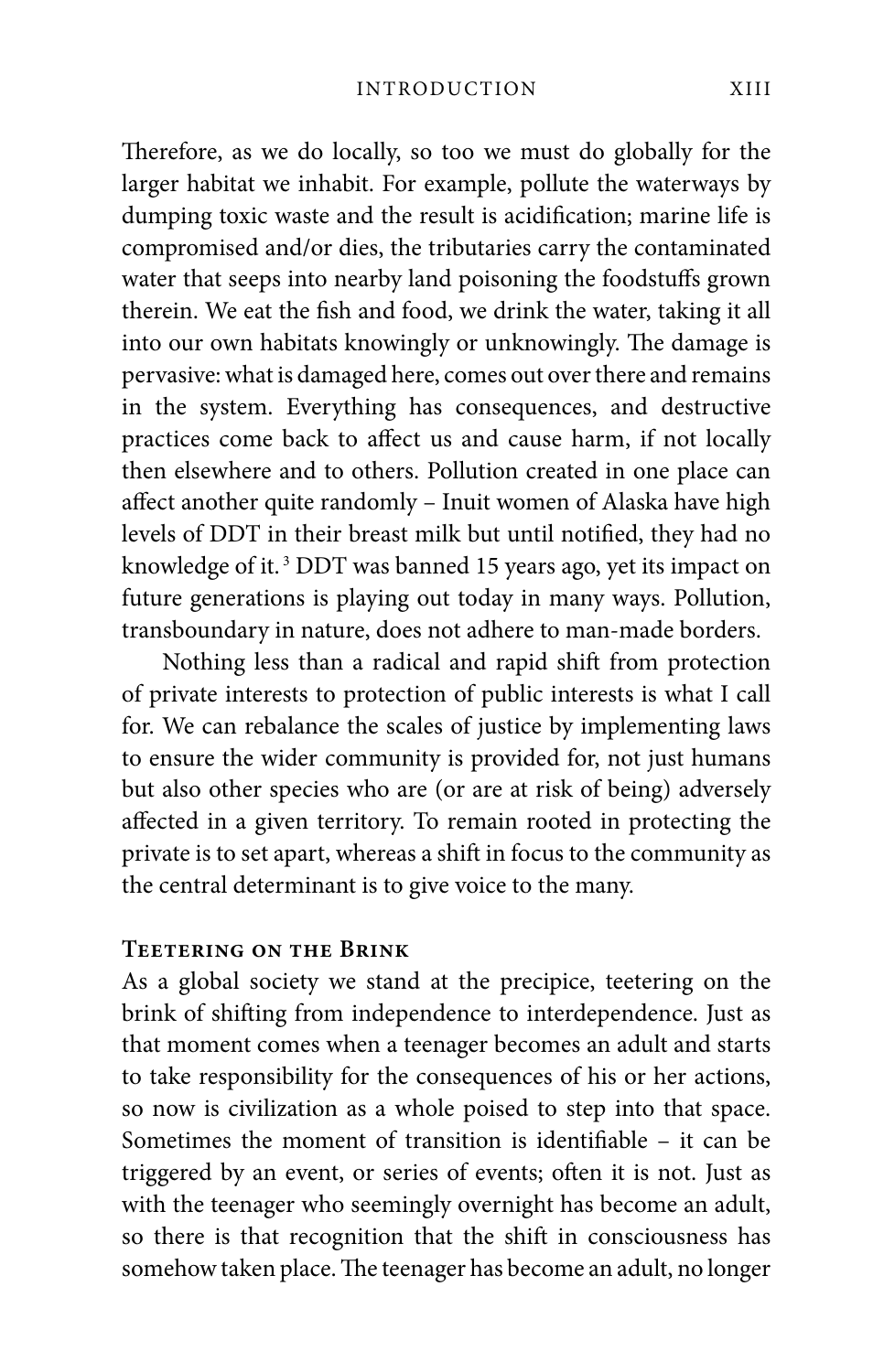Therefore, as we do locally, so too we must do globally for the larger habitat we inhabit. For example, pollute the waterways by dumping toxic waste and the result is acidification; marine life is compromised and/or dies, the tributaries carry the contaminated water that seeps into nearby land poisoning the foodstuffs grown therein. We eat the fish and food, we drink the water, taking it all into our own habitats knowingly or unknowingly. The damage is pervasive: what is damaged here, comes out over there and remains in the system. Everything has consequences, and destructive practices come back to affect us and cause harm, if not locally then elsewhere and to others. Pollution created in one place can affect another quite randomly – Inuit women of Alaska have high levels of DDT in their breast milk but until notified, they had no knowledge of it.[3] DDT was banned 15 years ago, yet its impact on future generations is playing out today in many ways. Pollution, transboundary in nature, does not adhere to man-made borders.

Nothing less than a radical and rapid shift from protection of private interests to protection of public interests is what I call for. We can rebalance the scales of justice by implementing laws to ensure the wider community is provided for, not just humans but also other species who are (or are at risk of being) adversely affected in a given territory. To remain rooted in protecting the private is to set apart, whereas a shift in focus to the community as the central determinant is to give voice to the many.

## Teetering on the Brink

As a global society we stand at the precipice, teetering on the brink of shifting from independence to interdependence. Just as that moment comes when a teenager becomes an adult and starts to take responsibility for the consequences of his or her actions, so now is civilization as a whole poised to step into that space. Sometimes the moment of transition is identifiable – it can be triggered by an event, or series of events; often it is not. Just as with the teenager who seemingly overnight has become an adult, so there is that recognition that the shift in consciousness has somehow taken place. The teenager has become an adult, no longer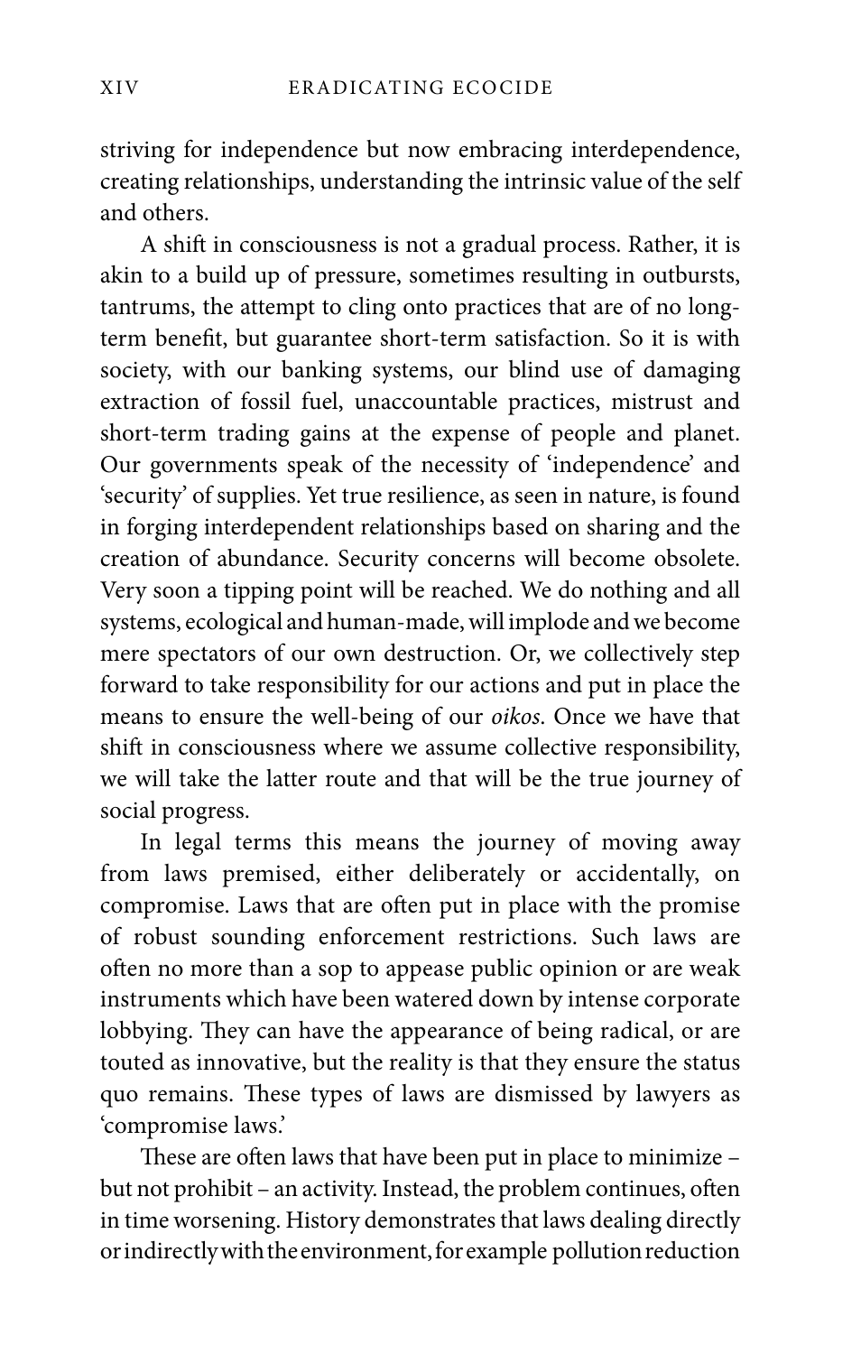striving for independence but now embracing interdependence, creating relationships, understanding the intrinsic value of the self and others.

A shift in consciousness is not a gradual process. Rather, it is akin to a build up of pressure, sometimes resulting in outbursts, tantrums, the attempt to cling onto practices that are of no long-term benefit, but guarantee short-term satisfaction. So it is with society, with our banking systems, our blind use of damaging extraction of fossil fuel, unaccountable practices, mistrust and short-term trading gains at the expense of people and planet. Our governments speak of the necessity of 'independence' and 'security' of supplies. Yet true resilience, as seen in nature, is found in forging interdependent relationships based on sharing and the creation of abundance. Security concerns will become obsolete. Very soon a tipping point will be reached. We do nothing and all systems, ecological and human-made, will implode and we become mere spectators of our own destruction. Or, we collectively step forward to take responsibility for our actions and put in place the means to ensure the well-being of our *oikos*. Once we have that shift in consciousness where we assume collective responsibility, we will take the latter route and that will be the true journey of social progress.

In legal terms this means the journey of moving away from laws premised, either deliberately or accidentally, on compromise. Laws that are often put in place with the promise of robust sounding enforcement restrictions. Such laws are often no more than a sop to appease public opinion or are weak instruments which have been watered down by intense corporate lobbying. They can have the appearance of being radical, or are touted as innovative, but the reality is that they ensure the status quo remains. These types of laws are dismissed by lawyers as 'compromise laws.'

These are often laws that have been put in place to minimize – but not prohibit – an activity. Instead, the problem continues, often in time worsening. History demonstrates that laws dealing directly or indirectly with the environment, for example pollution reduction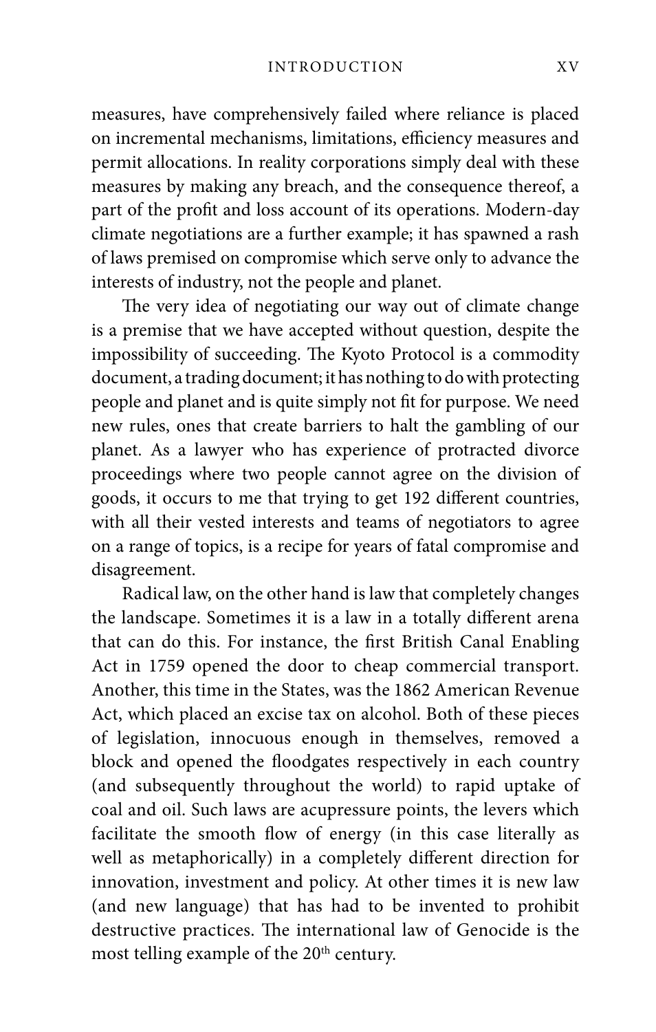measures, have comprehensively failed where reliance is placed on incremental mechanisms, limitations, efficiency measures and permit allocations. In reality corporations simply deal with these measures by making any breach, and the consequence thereof, a part of the profit and loss account of its operations. Modern-day climate negotiations are a further example; it has spawned a rash of laws premised on compromise which serve only to advance the interests of industry, not the people and planet.

The very idea of negotiating our way out of climate change is a premise that we have accepted without question, despite the impossibility of succeeding. The Kyoto Protocol is a commodity document, a trading document; it has nothing to do with protecting people and planet and is quite simply not fit for purpose. We need new rules, ones that create barriers to halt the gambling of our planet. As a lawyer who has experience of protracted divorce proceedings where two people cannot agree on the division of goods, it occurs to me that trying to get 192 different countries, with all their vested interests and teams of negotiators to agree on a range of topics, is a recipe for years of fatal compromise and disagreement.

Radical law, on the other hand is law that completely changes the landscape. Sometimes it is a law in a totally different arena that can do this. For instance, the first British Canal Enabling Act in 1759 opened the door to cheap commercial transport. Another, this time in the States, was the 1862 American Revenue Act, which placed an excise tax on alcohol. Both of these pieces of legislation, innocuous enough in themselves, removed a block and opened the floodgates respectively in each country (and subsequently throughout the world) to rapid uptake of coal and oil. Such laws are acupressure points, the levers which facilitate the smooth flow of energy (in this case literally as well as metaphorically) in a completely different direction for innovation, investment and policy. At other times it is new law (and new language) that has had to be invented to prohibit destructive practices. The international law of Genocide is the most telling example of the 20th century.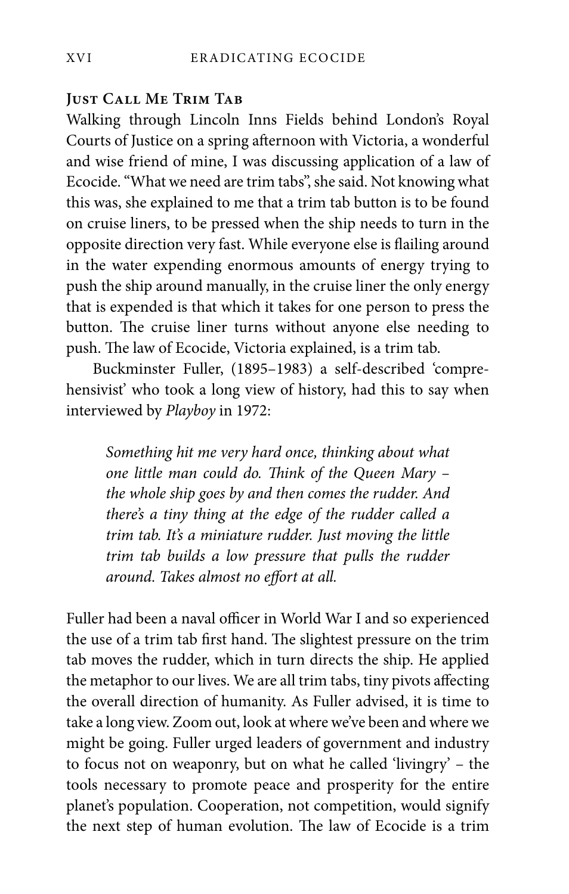### Just Call Me Trim Tab

Walking through Lincoln Inns Fields behind London's Royal Courts of Justice on a spring afternoon with Victoria, a wonderful and wise friend of mine, I was discussing application of a law of Ecocide. "What we need are trim tabs", she said. Not knowing what this was, she explained to me that a trim tab button is to be found on cruise liners, to be pressed when the ship needs to turn in the opposite direction very fast. While everyone else is flailing around in the water expending enormous amounts of energy trying to push the ship around manually, in the cruise liner the only energy that is expended is that which it takes for one person to press the button. The cruise liner turns without anyone else needing to push. The law of Ecocide, Victoria explained, is a trim tab.

Buckminster Fuller, (1895–1983) a self-described 'comprehensivist' who took a long view of history, had this to say when interviewed by *Playboy* in 1972:

> *Something hit me very hard once, thinking about what one little man could do. Think of the Queen Mary – the whole ship goes by and then comes the rudder. And there's a tiny thing at the edge of the rudder called a trim tab. It's a miniature rudder. Just moving the little trim tab builds a low pressure that pulls the rudder around. Takes almost no effort at all.*

Fuller had been a naval officer in World War I and so experienced the use of a trim tab first hand. The slightest pressure on the trim tab moves the rudder, which in turn directs the ship. He applied the metaphor to our lives. We are all trim tabs, tiny pivots affecting the overall direction of humanity. As Fuller advised, it is time to take a long view. Zoom out, look at where we've been and where we might be going. Fuller urged leaders of government and industry to focus not on weaponry, but on what he called 'livingry' – the tools necessary to promote peace and prosperity for the entire planet's population. Cooperation, not competition, would signify the next step of human evolution. The law of Ecocide is a trim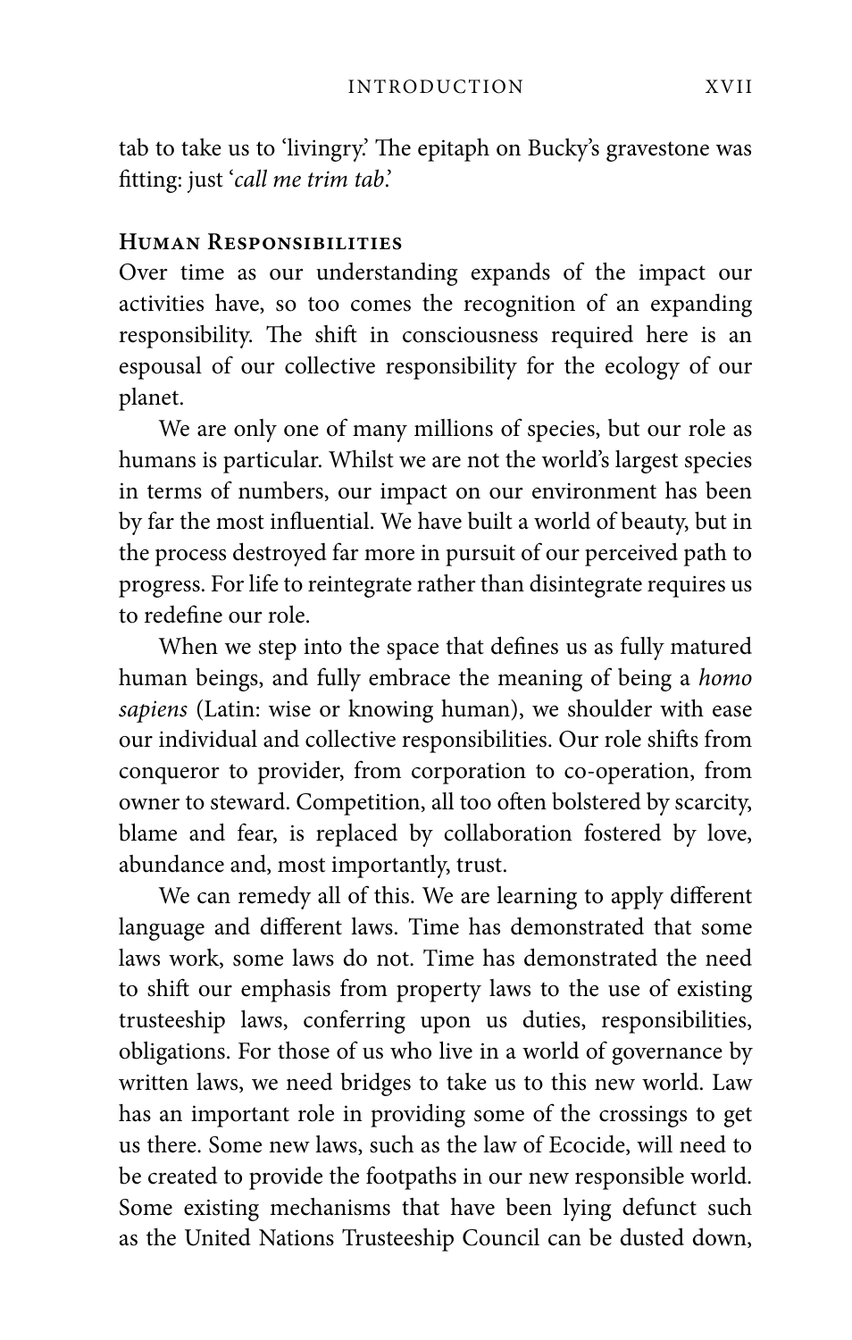tab to take us to 'livingry.' The epitaph on Bucky's gravestone was fitting: just '*call me trim tab*.'

### Human Responsibilities

Over time as our understanding expands of the impact our activities have, so too comes the recognition of an expanding responsibility. The shift in consciousness required here is an espousal of our collective responsibility for the ecology of our planet.

We are only one of many millions of species, but our role as humans is particular. Whilst we are not the world's largest species in terms of numbers, our impact on our environment has been by far the most influential. We have built a world of beauty, but in the process destroyed far more in pursuit of our perceived path to progress. For life to reintegrate rather than disintegrate requires us to redefine our role.

When we step into the space that defines us as fully matured human beings, and fully embrace the meaning of being a *homo sapiens* (Latin: wise or knowing human), we shoulder with ease our individual and collective responsibilities. Our role shifts from conqueror to provider, from corporation to co-operation, from owner to steward. Competition, all too often bolstered by scarcity, blame and fear, is replaced by collaboration fostered by love, abundance and, most importantly, trust.

We can remedy all of this. We are learning to apply different language and different laws. Time has demonstrated that some laws work, some laws do not. Time has demonstrated the need to shift our emphasis from property laws to the use of existing trusteeship laws, conferring upon us duties, responsibilities, obligations. For those of us who live in a world of governance by written laws, we need bridges to take us to this new world. Law has an important role in providing some of the crossings to get us there. Some new laws, such as the law of Ecocide, will need to be created to provide the footpaths in our new responsible world. Some existing mechanisms that have been lying defunct such as the United Nations Trusteeship Council can be dusted down,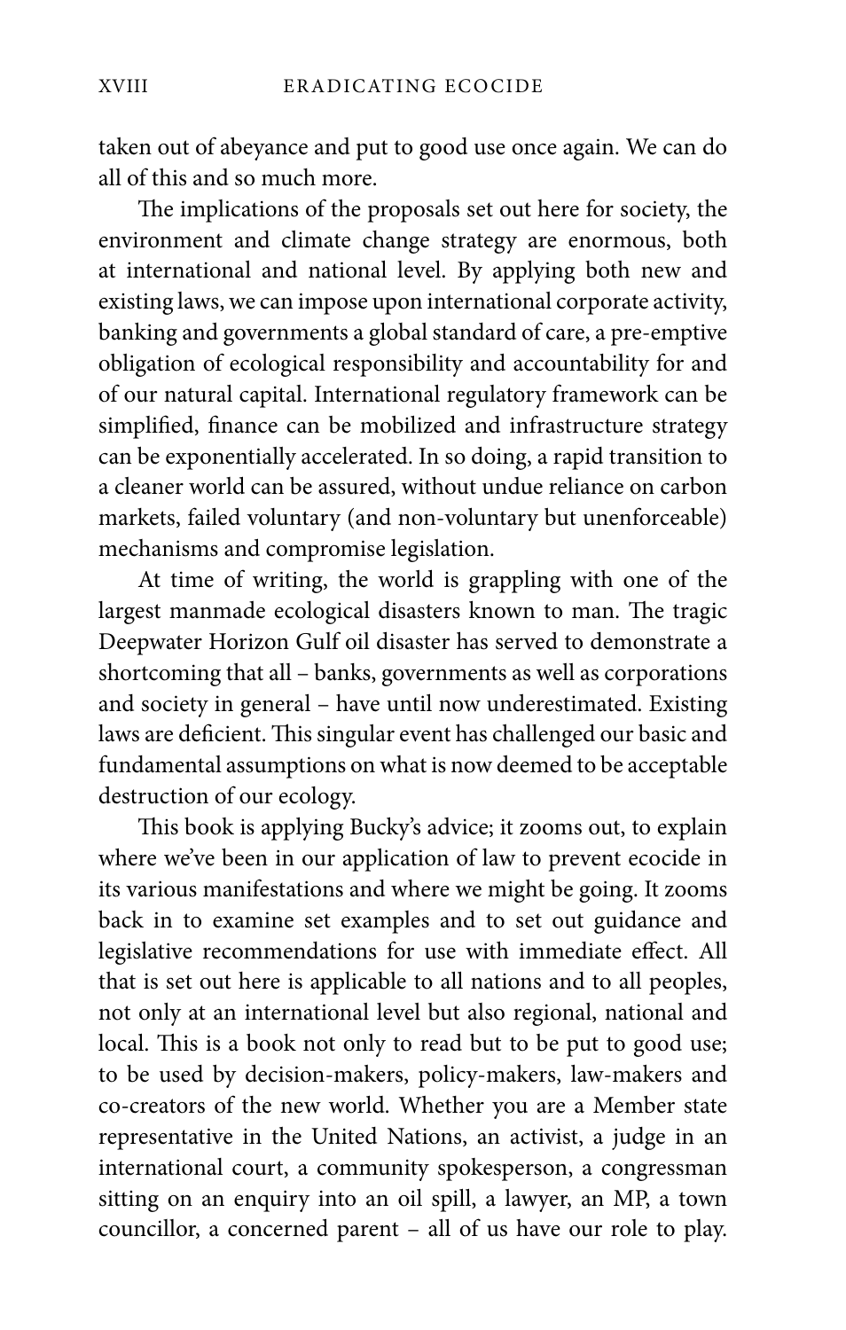taken out of abeyance and put to good use once again. We can do all of this and so much more.

The implications of the proposals set out here for society, the environment and climate change strategy are enormous, both at international and national level. By applying both new and existing laws, we can impose upon international corporate activity, banking and governments a global standard of care, a pre-emptive obligation of ecological responsibility and accountability for and of our natural capital. International regulatory framework can be simplified, finance can be mobilized and infrastructure strategy can be exponentially accelerated. In so doing, a rapid transition to a cleaner world can be assured, without undue reliance on carbon markets, failed voluntary (and non-voluntary but unenforceable) mechanisms and compromise legislation.

At time of writing, the world is grappling with one of the largest manmade ecological disasters known to man. The tragic Deepwater Horizon Gulf oil disaster has served to demonstrate a shortcoming that all – banks, governments as well as corporations and society in general – have until now underestimated. Existing laws are deficient. This singular event has challenged our basic and fundamental assumptions on what is now deemed to be acceptable destruction of our ecology.

This book is applying Bucky's advice; it zooms out, to explain where we've been in our application of law to prevent ecocide in its various manifestations and where we might be going. It zooms back in to examine set examples and to set out guidance and legislative recommendations for use with immediate effect. All that is set out here is applicable to all nations and to all peoples, not only at an international level but also regional, national and local. This is a book not only to read but to be put to good use; to be used by decision-makers, policy-makers, law-makers and co-creators of the new world. Whether you are a Member state representative in the United Nations, an activist, a judge in an international court, a community spokesperson, a congressman sitting on an enquiry into an oil spill, a lawyer, an MP, a town councillor, a concerned parent – all of us have our role to play.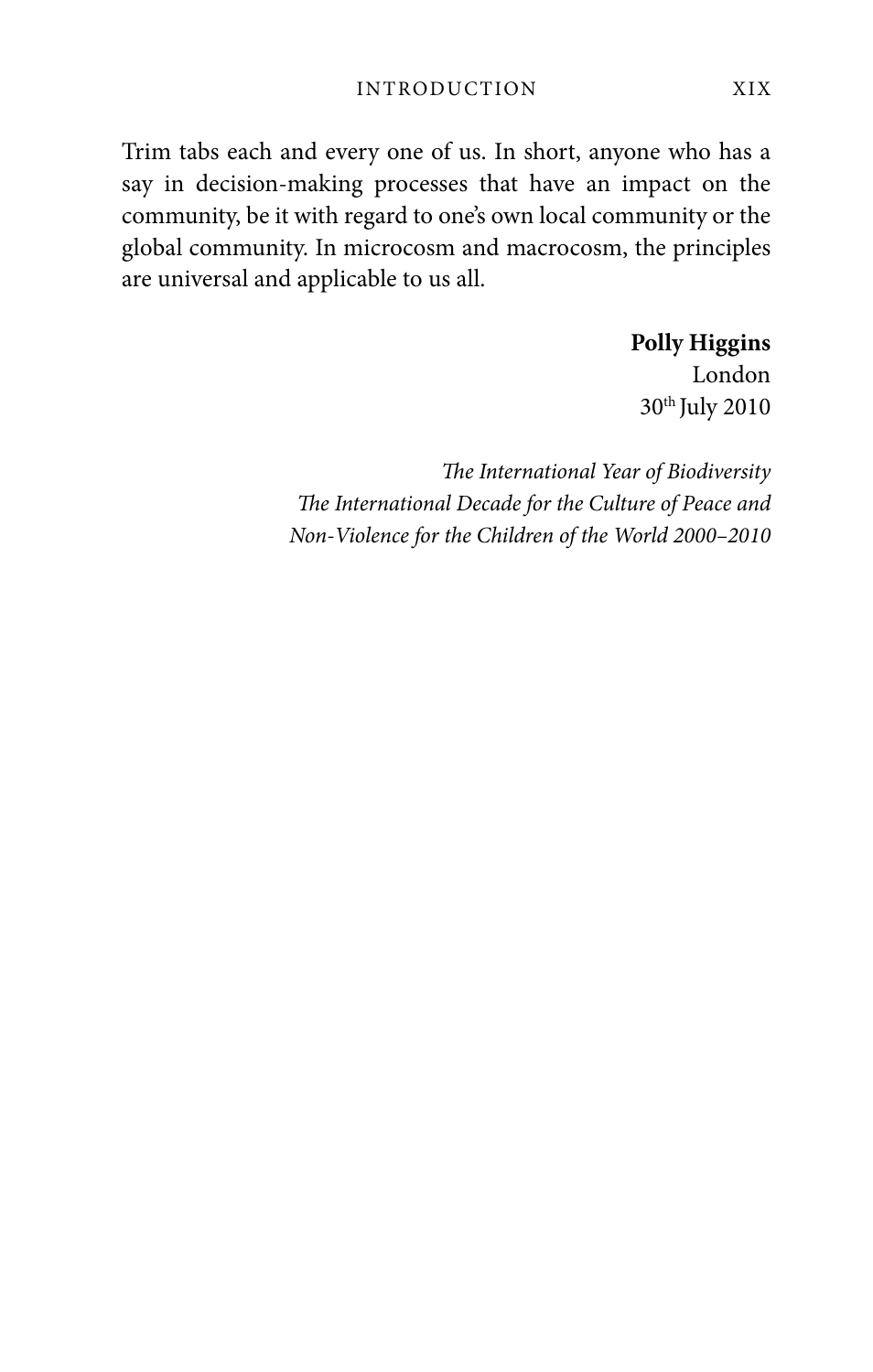Trim tabs each and every one of us. In short, anyone who has a say in decision-making processes that have an impact on the community, be it with regard to one's own local community or the global community. In microcosm and macrocosm, the principles are universal and applicable to us all.

**Polly Higgins**  
London  
30th July 2010

*The International Year of Biodiversity*  
*The International Decade for the Culture of Peace and Non-Violence for the Children of the World 2000–2010*